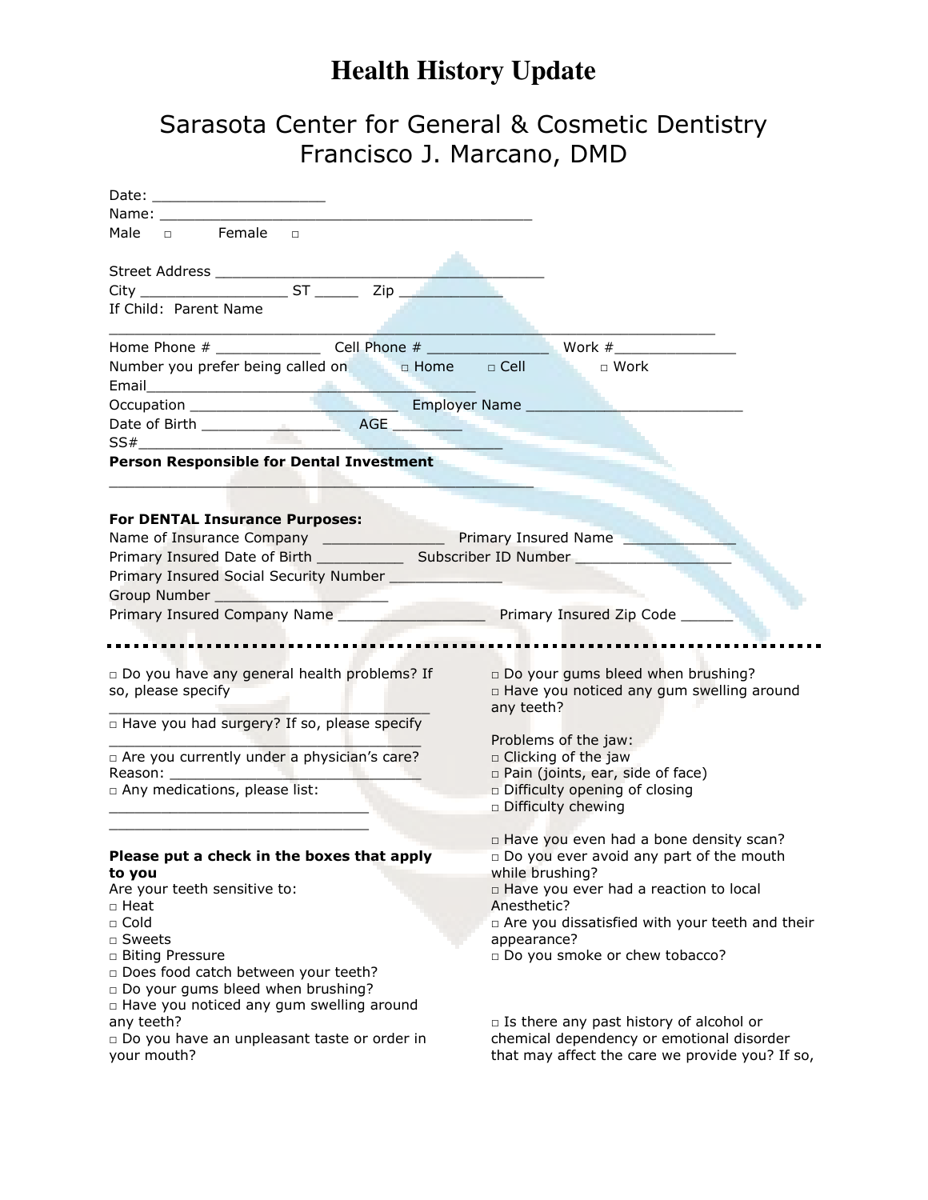# Health History Update

## Sarasota Center for General & Cosmetic Dentistry
## Francisco J. Marcano, DMD

Date: ____________________
Name: ___________________________________________
Male □ Female □

Street Address _____________________________________
City _________________ ST _____ Zip ____________
If Child: Parent Name
______________________________________________________________________
Home Phone # ____________ Cell Phone # ______________ Work #______________
Number you prefer being called on □ Home □ Cell □ Work
Email__________________________________________
Occupation ________________________ Employer Name _________________________
Date of Birth ________________ AGE ________
SS#_____________________________________________
**Person Responsible for Dental Investment**
_________________________________________________

**For DENTAL Insurance Purposes:**
Name of Insurance Company ______________ Primary Insured Name _____________
Primary Insured Date of Birth __________ Subscriber ID Number _________________
Primary Insured Social Security Number _____________
Group Number ____________________
Primary Insured Company Name _________________ Primary Insured Zip Code ______

---

□ Do you have any general health problems? If so, please specify
_____________________________________
□ Have you had surgery? If so, please specify
____________________________________
□ Are you currently under a physician's care?
Reason: _____________________________
□ Any medications, please list:
______________________________
______________________________

**Please put a check in the boxes that apply to you**
Are your teeth sensitive to:
□ Heat
□ Cold
□ Sweets
□ Biting Pressure
□ Does food catch between your teeth?
□ Do your gums bleed when brushing?
□ Have you noticed any gum swelling around any teeth?
□ Do you have an unpleasant taste or order in your mouth?

□ Do your gums bleed when brushing?
□ Have you noticed any gum swelling around any teeth?

Problems of the jaw:
□ Clicking of the jaw
□ Pain (joints, ear, side of face)
□ Difficulty opening of closing
□ Difficulty chewing

□ Have you even had a bone density scan?
□ Do you ever avoid any part of the mouth while brushing?
□ Have you ever had a reaction to local Anesthetic?
□ Are you dissatisfied with your teeth and their appearance?
□ Do you smoke or chew tobacco?

□ Is there any past history of alcohol or chemical dependency or emotional disorder that may affect the care we provide you? If so,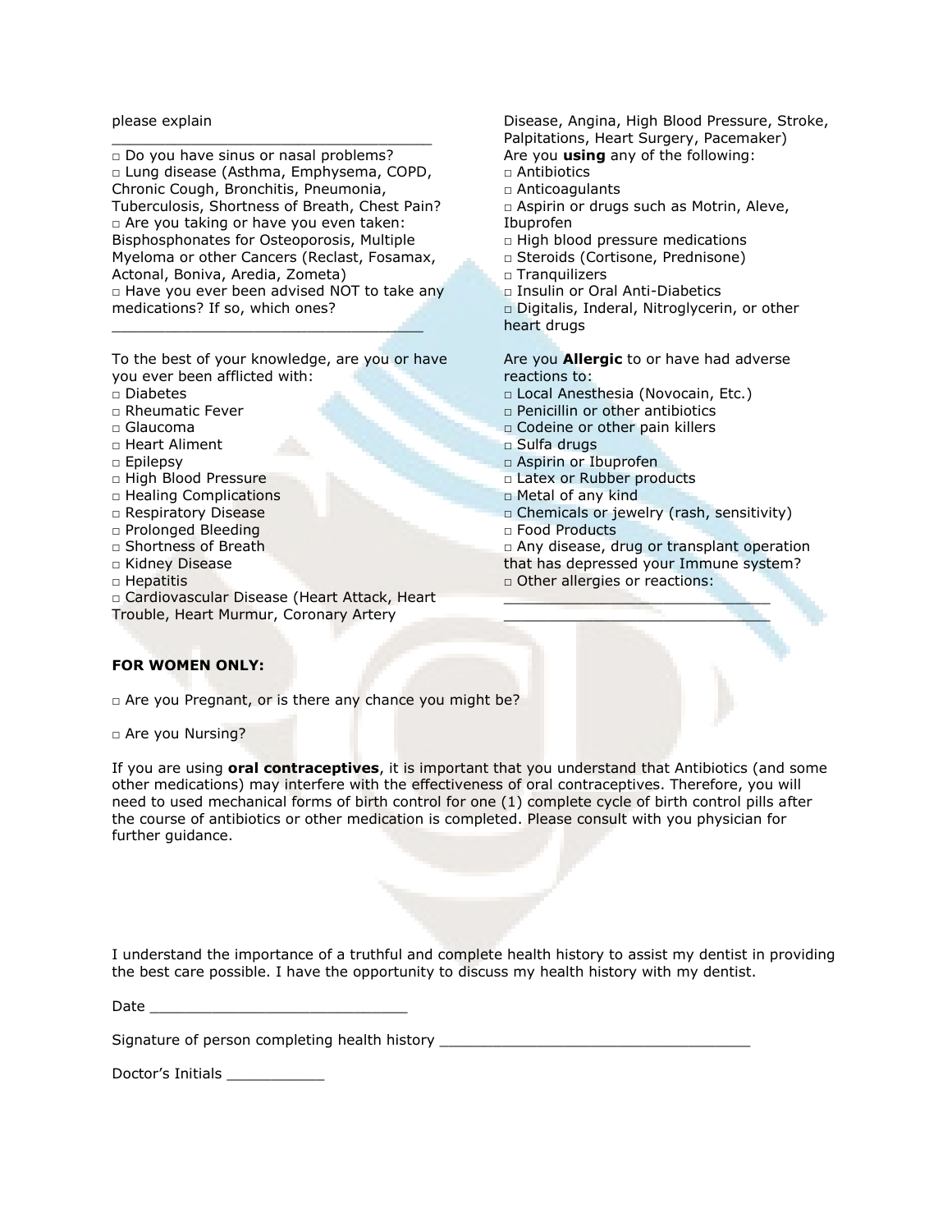please explain
___________________________________

□ Do you have sinus or nasal problems?
□ Lung disease (Asthma, Emphysema, COPD, Chronic Cough, Bronchitis, Pneumonia, Tuberculosis, Shortness of Breath, Chest Pain?
□ Are you taking or have you even taken: Bisphosphonates for Osteoporosis, Multiple Myeloma or other Cancers (Reclast, Fosamax, Actonal, Boniva, Aredia, Zometa)
□ Have you ever been advised NOT to take any medications? If so, which ones?
___________________________________

To the best of your knowledge, are you or have you ever been afflicted with:
□ Diabetes
□ Rheumatic Fever
□ Glaucoma
□ Heart Aliment
□ Epilepsy
□ High Blood Pressure
□ Healing Complications
□ Respiratory Disease
□ Prolonged Bleeding
□ Shortness of Breath
□ Kidney Disease
□ Hepatitis
□ Cardiovascular Disease (Heart Attack, Heart Trouble, Heart Murmur, Coronary Artery Disease, Angina, High Blood Pressure, Stroke, Palpitations, Heart Surgery, Pacemaker)

Are you **using** any of the following:
□ Antibiotics
□ Anticoagulants
□ Aspirin or drugs such as Motrin, Aleve, Ibuprofen
□ High blood pressure medications
□ Steroids (Cortisone, Prednisone)
□ Tranquilizers
□ Insulin or Oral Anti-Diabetics
□ Digitalis, Inderal, Nitroglycerin, or other heart drugs

Are you **Allergic** to or have had adverse reactions to:
□ Local Anesthesia (Novocain, Etc.)
□ Penicillin or other antibiotics
□ Codeine or other pain killers
□ Sulfa drugs
□ Aspirin or Ibuprofen
□ Latex or Rubber products
□ Metal of any kind
□ Chemicals or jewelry (rash, sensitivity)
□ Food Products
□ Any disease, drug or transplant operation that has depressed your Immune system?
□ Other allergies or reactions:
_____________________________
_____________________________

**FOR WOMEN ONLY:**

□ Are you Pregnant, or is there any chance you might be?

□ Are you Nursing?

If you are using **oral contraceptives**, it is important that you understand that Antibiotics (and some other medications) may interfere with the effectiveness of oral contraceptives. Therefore, you will need to used mechanical forms of birth control for one (1) complete cycle of birth control pills after the course of antibiotics or other medication is completed. Please consult with you physician for further guidance.

I understand the importance of a truthful and complete health history to assist my dentist in providing the best care possible. I have the opportunity to discuss my health history with my dentist.

Date _____________________________

Signature of person completing health history ___________________________________

Doctor's Initials ___________